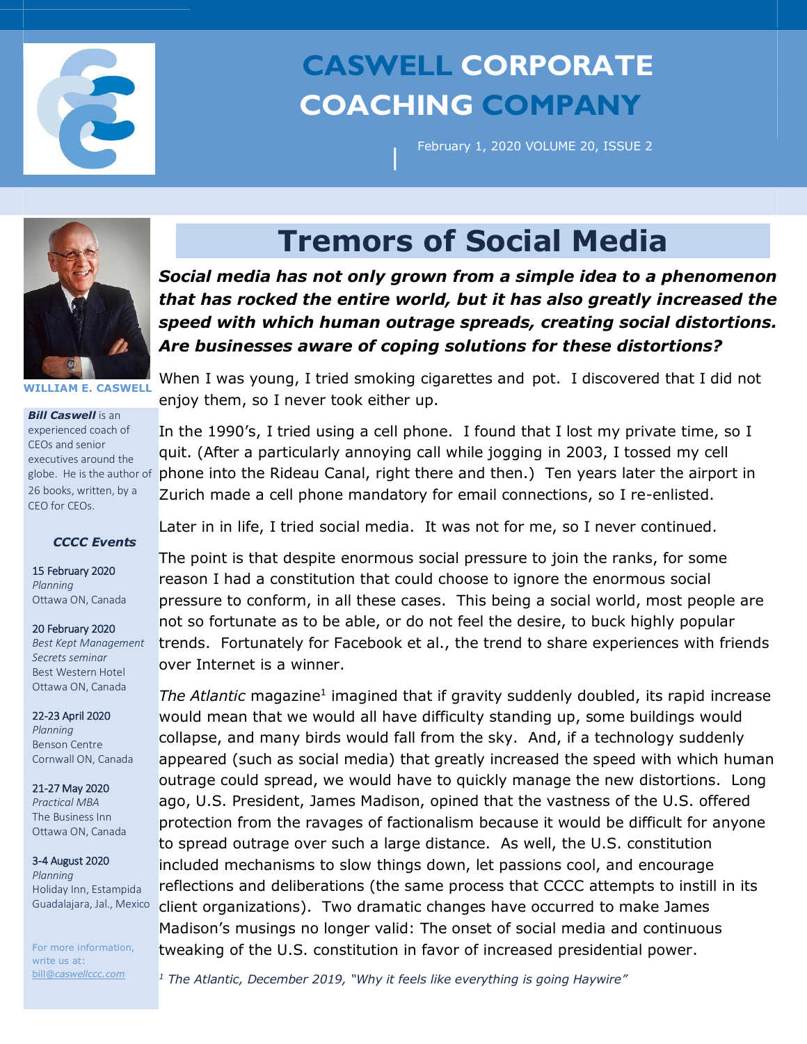# CASWELL CORPORATE COACHING COMPANY

February 1, 2020 VOLUME 20, ISSUE 2

**WILLIAM E. CASWELL**

***Bill Caswell*** is an experienced coach of CEOs and senior executives around the globe. He is the author of 26 books, written, by a CEO for CEOs.

***CCCC Events***

15 February 2020
*Planning*
Ottawa ON, Canada

20 February 2020
*Best Kept Management Secrets seminar*
Best Western Hotel
Ottawa ON, Canada

22-23 April 2020
*Planning*
Benson Centre
Cornwall ON, Canada

21-27 May 2020
*Practical MBA*
The Business Inn
Ottawa ON, Canada

3-4 August 2020
*Planning*
Holiday Inn, Estampida
Guadalajara, Jal., Mexico

For more information, write us at: bill@caswellccc.com

# Tremors of Social Media

***Social media has not only grown from a simple idea to a phenomenon that has rocked the entire world, but it has also greatly increased the speed with which human outrage spreads, creating social distortions. Are businesses aware of coping solutions for these distortions?***

When I was young, I tried smoking cigarettes and pot. I discovered that I did not enjoy them, so I never took either up.

In the 1990's, I tried using a cell phone. I found that I lost my private time, so I quit. (After a particularly annoying call while jogging in 2003, I tossed my cell phone into the Rideau Canal, right there and then.) Ten years later the airport in Zurich made a cell phone mandatory for email connections, so I re-enlisted.

Later in in life, I tried social media. It was not for me, so I never continued.

The point is that despite enormous social pressure to join the ranks, for some reason I had a constitution that could choose to ignore the enormous social pressure to conform, in all these cases. This being a social world, most people are not so fortunate as to be able, or do not feel the desire, to buck highly popular trends. Fortunately for Facebook et al., the trend to share experiences with friends over Internet is a winner.

*The Atlantic* magazine[1] imagined that if gravity suddenly doubled, its rapid increase would mean that we would all have difficulty standing up, some buildings would collapse, and many birds would fall from the sky. And, if a technology suddenly appeared (such as social media) that greatly increased the speed with which human outrage could spread, we would have to quickly manage the new distortions. Long ago, U.S. President, James Madison, opined that the vastness of the U.S. offered protection from the ravages of factionalism because it would be difficult for anyone to spread outrage over such a large distance. As well, the U.S. constitution included mechanisms to slow things down, let passions cool, and encourage reflections and deliberations (the same process that CCCC attempts to instill in its client organizations). Two dramatic changes have occurred to make James Madison's musings no longer valid: The onset of social media and continuous tweaking of the U.S. constitution in favor of increased presidential power.

*[1] The Atlantic, December 2019, "Why it feels like everything is going Haywire"*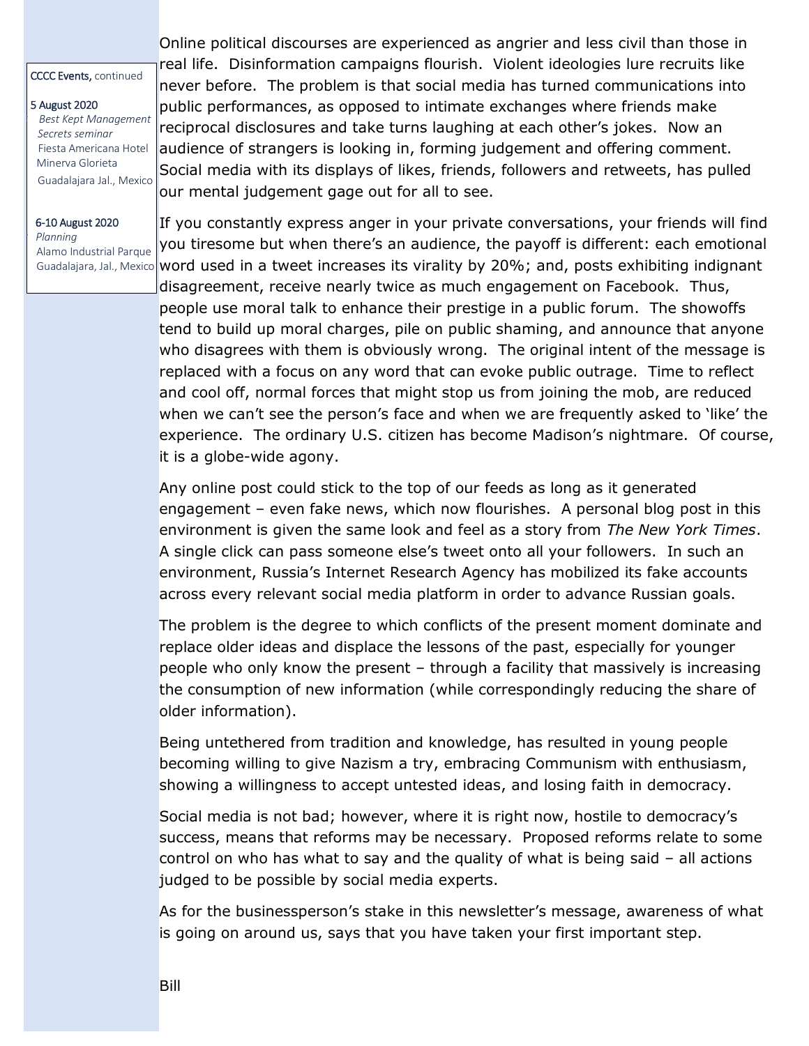**CCCC Events,** continued

**5 August 2020**
*Best Kept Management Secrets seminar*
Fiesta Americana Hotel
Minerva Glorieta
Guadalajara Jal., Mexico

**6-10 August 2020**
*Planning*
Alamo Industrial Parque
Guadalajara, Jal., Mexico

Online political discourses are experienced as angrier and less civil than those in real life. Disinformation campaigns flourish. Violent ideologies lure recruits like never before. The problem is that social media has turned communications into public performances, as opposed to intimate exchanges where friends make reciprocal disclosures and take turns laughing at each other's jokes. Now an audience of strangers is looking in, forming judgement and offering comment. Social media with its displays of likes, friends, followers and retweets, has pulled our mental judgement gage out for all to see.

If you constantly express anger in your private conversations, your friends will find you tiresome but when there's an audience, the payoff is different: each emotional word used in a tweet increases its virality by 20%; and, posts exhibiting indignant disagreement, receive nearly twice as much engagement on Facebook. Thus, people use moral talk to enhance their prestige in a public forum. The showoffs tend to build up moral charges, pile on public shaming, and announce that anyone who disagrees with them is obviously wrong. The original intent of the message is replaced with a focus on any word that can evoke public outrage. Time to reflect and cool off, normal forces that might stop us from joining the mob, are reduced when we can't see the person's face and when we are frequently asked to 'like' the experience. The ordinary U.S. citizen has become Madison's nightmare. Of course, it is a globe-wide agony.

Any online post could stick to the top of our feeds as long as it generated engagement – even fake news, which now flourishes. A personal blog post in this environment is given the same look and feel as a story from *The New York Times*. A single click can pass someone else's tweet onto all your followers. In such an environment, Russia's Internet Research Agency has mobilized its fake accounts across every relevant social media platform in order to advance Russian goals.

The problem is the degree to which conflicts of the present moment dominate and replace older ideas and displace the lessons of the past, especially for younger people who only know the present – through a facility that massively is increasing the consumption of new information (while correspondingly reducing the share of older information).

Being untethered from tradition and knowledge, has resulted in young people becoming willing to give Nazism a try, embracing Communism with enthusiasm, showing a willingness to accept untested ideas, and losing faith in democracy.

Social media is not bad; however, where it is right now, hostile to democracy's success, means that reforms may be necessary. Proposed reforms relate to some control on who has what to say and the quality of what is being said – all actions judged to be possible by social media experts.

As for the businessperson's stake in this newsletter's message, awareness of what is going on around us, says that you have taken your first important step.

Bill